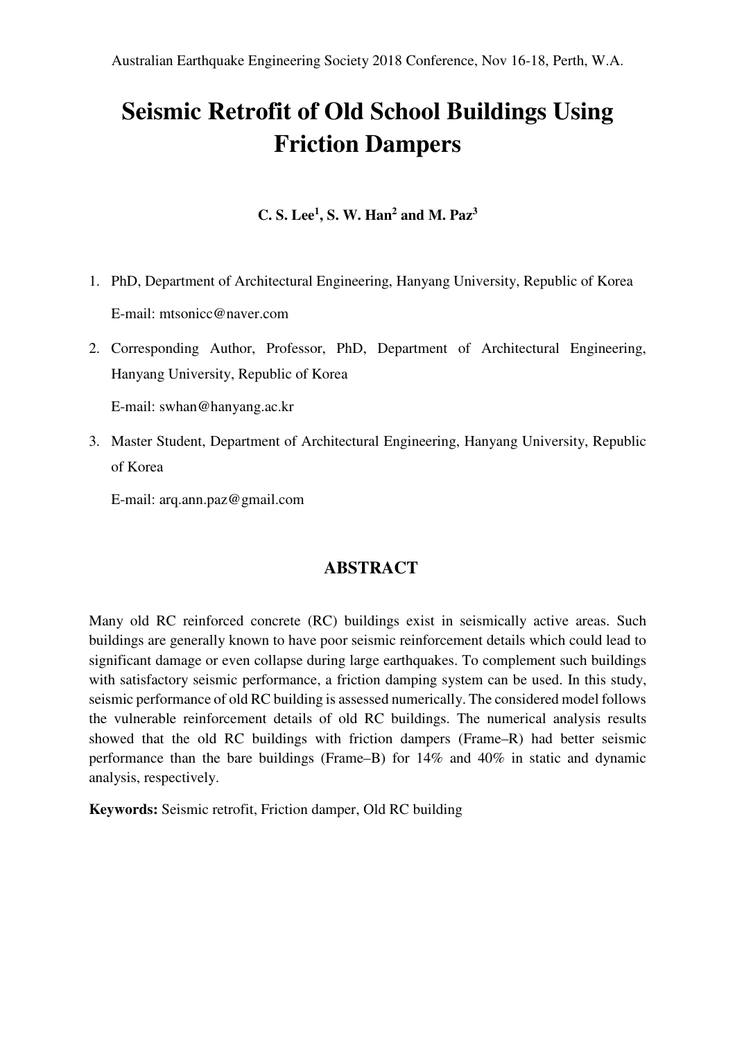Australian Earthquake Engineering Society 2018 Conference, Nov 16-18, Perth, W.A.

# Seismic Retrofit of Old School Buildings Using Friction Dampers

**C. S. Lee[1], S. W. Han[2] and M. Paz[3]**

1. PhD, Department of Architectural Engineering, Hanyang University, Republic of Korea

   E-mail: mtsonicc@naver.com

2. Corresponding Author, Professor, PhD, Department of Architectural Engineering, Hanyang University, Republic of Korea

   E-mail: swhan@hanyang.ac.kr

3. Master Student, Department of Architectural Engineering, Hanyang University, Republic of Korea

   E-mail: arq.ann.paz@gmail.com

## ABSTRACT

Many old RC reinforced concrete (RC) buildings exist in seismically active areas. Such buildings are generally known to have poor seismic reinforcement details which could lead to significant damage or even collapse during large earthquakes. To complement such buildings with satisfactory seismic performance, a friction damping system can be used. In this study, seismic performance of old RC building is assessed numerically. The considered model follows the vulnerable reinforcement details of old RC buildings. The numerical analysis results showed that the old RC buildings with friction dampers (Frame–R) had better seismic performance than the bare buildings (Frame–B) for 14% and 40% in static and dynamic analysis, respectively.

**Keywords:** Seismic retrofit, Friction damper, Old RC building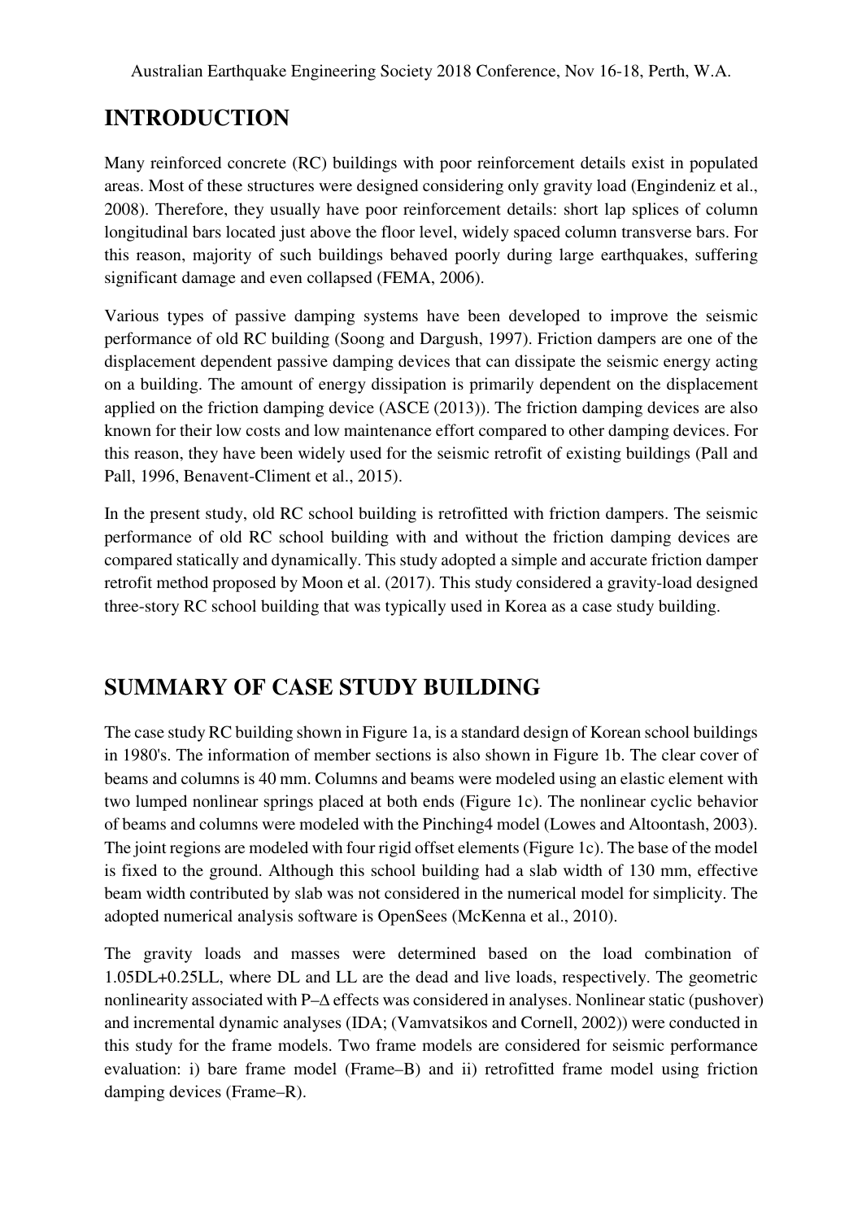## INTRODUCTION

Many reinforced concrete (RC) buildings with poor reinforcement details exist in populated areas. Most of these structures were designed considering only gravity load (Engindeniz et al., 2008). Therefore, they usually have poor reinforcement details: short lap splices of column longitudinal bars located just above the floor level, widely spaced column transverse bars. For this reason, majority of such buildings behaved poorly during large earthquakes, suffering significant damage and even collapsed (FEMA, 2006).

Various types of passive damping systems have been developed to improve the seismic performance of old RC building (Soong and Dargush, 1997). Friction dampers are one of the displacement dependent passive damping devices that can dissipate the seismic energy acting on a building. The amount of energy dissipation is primarily dependent on the displacement applied on the friction damping device (ASCE (2013)). The friction damping devices are also known for their low costs and low maintenance effort compared to other damping devices. For this reason, they have been widely used for the seismic retrofit of existing buildings (Pall and Pall, 1996, Benavent-Climent et al., 2015).

In the present study, old RC school building is retrofitted with friction dampers. The seismic performance of old RC school building with and without the friction damping devices are compared statically and dynamically. This study adopted a simple and accurate friction damper retrofit method proposed by Moon et al. (2017). This study considered a gravity-load designed three-story RC school building that was typically used in Korea as a case study building.

## SUMMARY OF CASE STUDY BUILDING

The case study RC building shown in Figure 1a, is a standard design of Korean school buildings in 1980's. The information of member sections is also shown in Figure 1b. The clear cover of beams and columns is 40 mm. Columns and beams were modeled using an elastic element with two lumped nonlinear springs placed at both ends (Figure 1c). The nonlinear cyclic behavior of beams and columns were modeled with the Pinching4 model (Lowes and Altoontash, 2003). The joint regions are modeled with four rigid offset elements (Figure 1c). The base of the model is fixed to the ground. Although this school building had a slab width of 130 mm, effective beam width contributed by slab was not considered in the numerical model for simplicity. The adopted numerical analysis software is OpenSees (McKenna et al., 2010).

The gravity loads and masses were determined based on the load combination of 1.05DL+0.25LL, where DL and LL are the dead and live loads, respectively. The geometric nonlinearity associated with P–Δ effects was considered in analyses. Nonlinear static (pushover) and incremental dynamic analyses (IDA; (Vamvatsikos and Cornell, 2002)) were conducted in this study for the frame models. Two frame models are considered for seismic performance evaluation: i) bare frame model (Frame–B) and ii) retrofitted frame model using friction damping devices (Frame–R).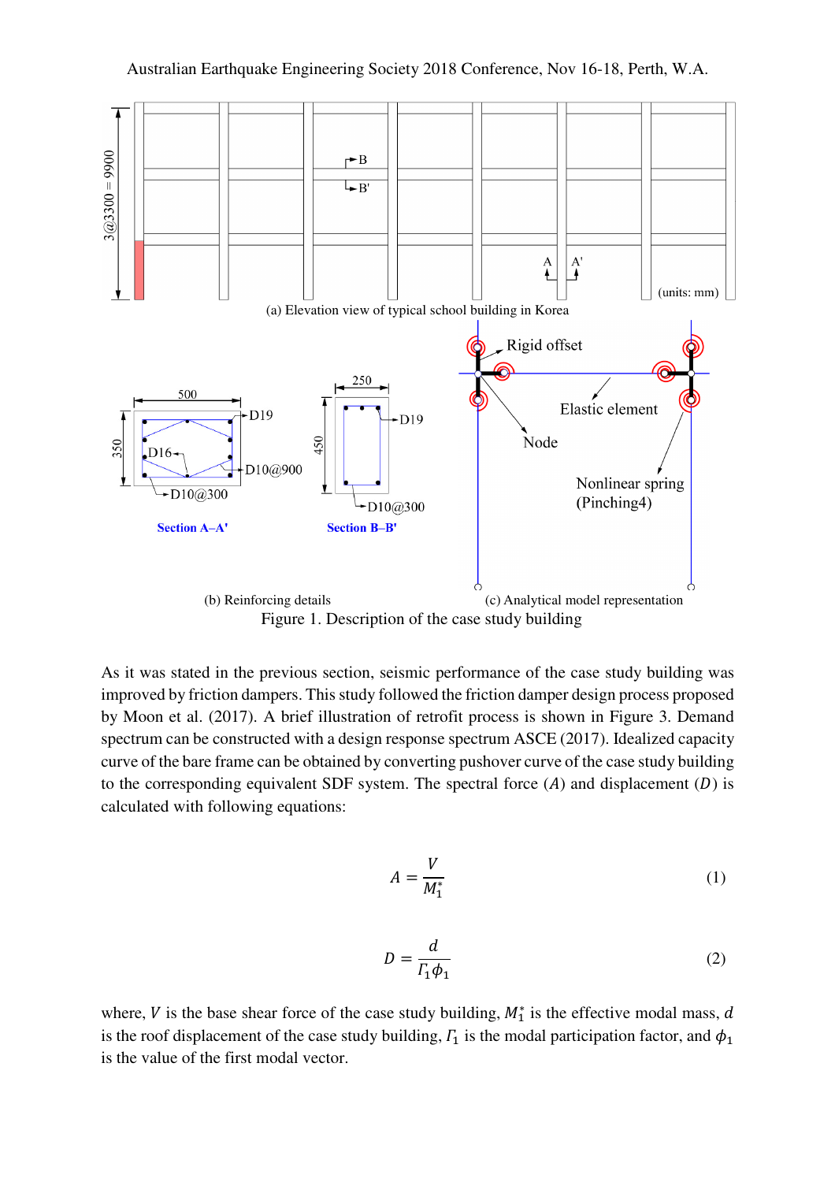(a) Elevation view of typical school building in Korea

(b) Reinforcing details

(c) Analytical model representation

Figure 1. Description of the case study building

As it was stated in the previous section, seismic performance of the case study building was improved by friction dampers. This study followed the friction damper design process proposed by Moon et al. (2017). A brief illustration of retrofit process is shown in Figure 3. Demand spectrum can be constructed with a design response spectrum ASCE (2017). Idealized capacity curve of the bare frame can be obtained by converting pushover curve of the case study building to the corresponding equivalent SDF system. The spectral force ($A$) and displacement ($D$) is calculated with following equations:

$$A = \frac{V}{M_1^*} \tag{1}$$

$$D = \frac{d}{\Gamma_1 \phi_1} \tag{2}$$

where, $V$ is the base shear force of the case study building, $M_1^*$ is the effective modal mass, $d$ is the roof displacement of the case study building, $\Gamma_1$ is the modal participation factor, and $\phi_1$ is the value of the first modal vector.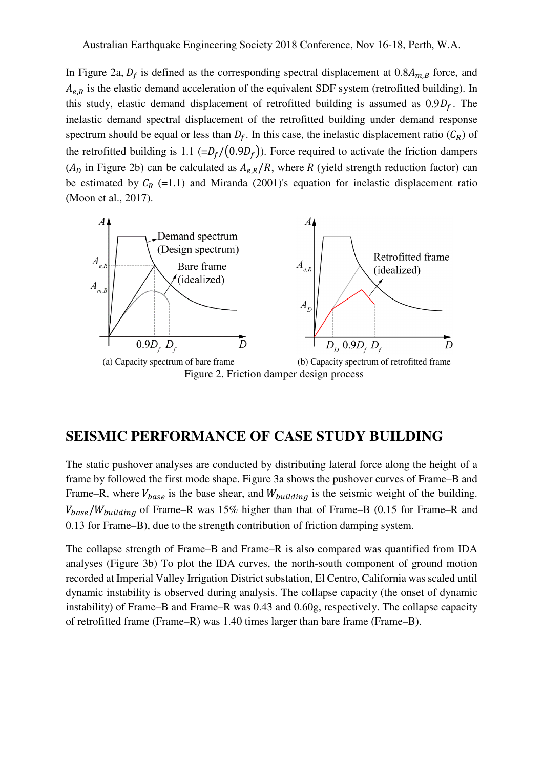In Figure 2a, $D_f$ is defined as the corresponding spectral displacement at $0.8A_{m,B}$ force, and $A_{e,R}$ is the elastic demand acceleration of the equivalent SDF system (retrofitted building). In this study, elastic demand displacement of retrofitted building is assumed as $0.9D_f$. The inelastic demand spectral displacement of the retrofitted building under demand response spectrum should be equal or less than $D_f$. In this case, the inelastic displacement ratio ($C_R$) of the retrofitted building is 1.1 ($=D_f/(0.9D_f)$). Force required to activate the friction dampers ($A_D$ in Figure 2b) can be calculated as $A_{e,R}/R$, where $R$ (yield strength reduction factor) can be estimated by $C_R$ (=1.1) and Miranda (2001)'s equation for inelastic displacement ratio (Moon et al., 2017).

(a) Capacity spectrum of bare frame (b) Capacity spectrum of retrofitted frame

Figure 2. Friction damper design process

## SEISMIC PERFORMANCE OF CASE STUDY BUILDING

The static pushover analyses are conducted by distributing lateral force along the height of a frame by followed the first mode shape. Figure 3a shows the pushover curves of Frame–B and Frame–R, where $V_{base}$ is the base shear, and $W_{building}$ is the seismic weight of the building. $V_{base}/W_{building}$ of Frame–R was 15% higher than that of Frame–B (0.15 for Frame–R and 0.13 for Frame–B), due to the strength contribution of friction damping system.

The collapse strength of Frame–B and Frame–R is also compared was quantified from IDA analyses (Figure 3b) To plot the IDA curves, the north-south component of ground motion recorded at Imperial Valley Irrigation District substation, El Centro, California was scaled until dynamic instability is observed during analysis. The collapse capacity (the onset of dynamic instability) of Frame–B and Frame–R was 0.43 and 0.60g, respectively. The collapse capacity of retrofitted frame (Frame–R) was 1.40 times larger than bare frame (Frame–B).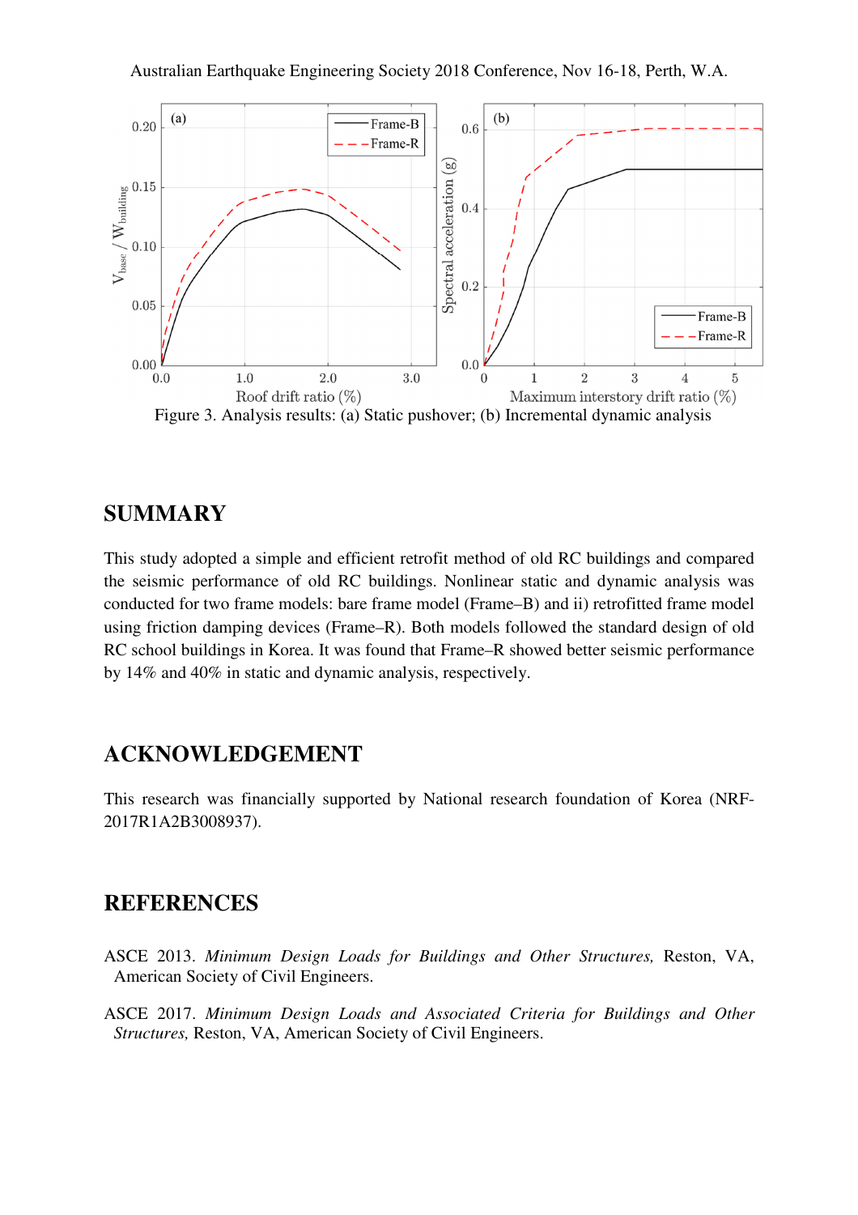Figure 3. Analysis results: (a) Static pushover; (b) Incremental dynamic analysis

## SUMMARY

This study adopted a simple and efficient retrofit method of old RC buildings and compared the seismic performance of old RC buildings. Nonlinear static and dynamic analysis was conducted for two frame models: bare frame model (Frame–B) and ii) retrofitted frame model using friction damping devices (Frame–R). Both models followed the standard design of old RC school buildings in Korea. It was found that Frame–R showed better seismic performance by 14% and 40% in static and dynamic analysis, respectively.

## ACKNOWLEDGEMENT

This research was financially supported by National research foundation of Korea (NRF-2017R1A2B3008937).

## REFERENCES

ASCE 2013. *Minimum Design Loads for Buildings and Other Structures,* Reston, VA, American Society of Civil Engineers.

ASCE 2017. *Minimum Design Loads and Associated Criteria for Buildings and Other Structures,* Reston, VA, American Society of Civil Engineers.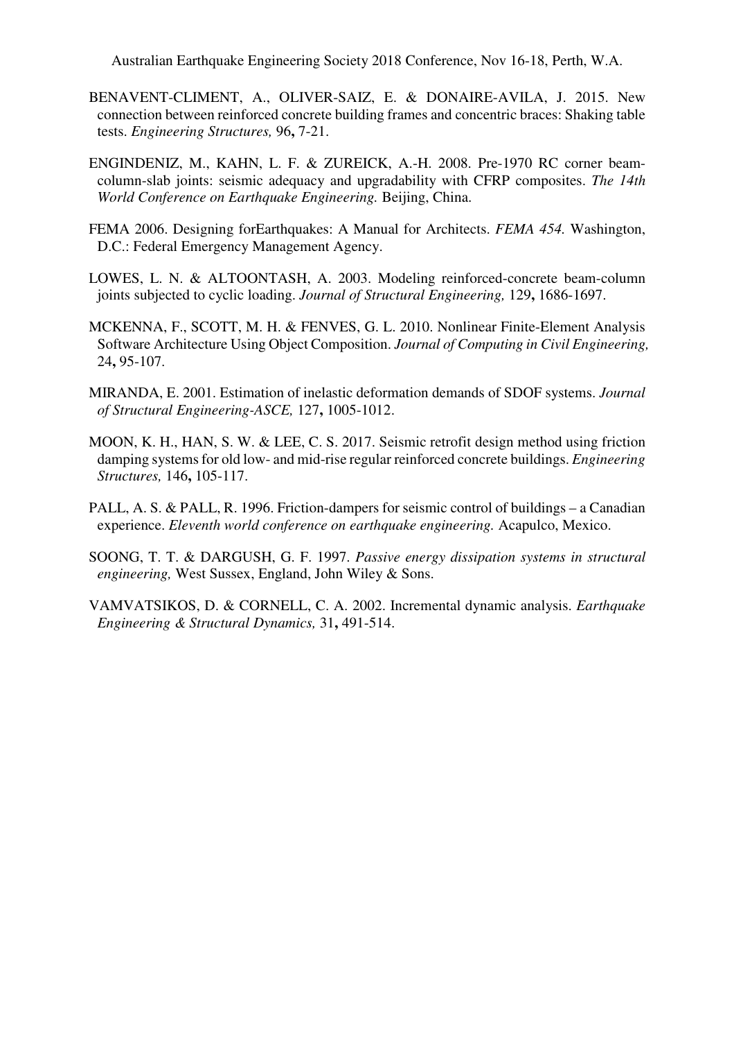BENAVENT-CLIMENT, A., OLIVER-SAIZ, E. & DONAIRE-AVILA, J. 2015. New connection between reinforced concrete building frames and concentric braces: Shaking table tests. *Engineering Structures,* 96**,** 7-21.

ENGINDENIZ, M., KAHN, L. F. & ZUREICK, A.-H. 2008. Pre-1970 RC corner beam-column-slab joints: seismic adequacy and upgradability with CFRP composites. *The 14th World Conference on Earthquake Engineering.* Beijing, China.

FEMA 2006. Designing forEarthquakes: A Manual for Architects. *FEMA 454.* Washington, D.C.: Federal Emergency Management Agency.

LOWES, L. N. & ALTOONTASH, A. 2003. Modeling reinforced-concrete beam-column joints subjected to cyclic loading. *Journal of Structural Engineering,* 129**,** 1686-1697.

MCKENNA, F., SCOTT, M. H. & FENVES, G. L. 2010. Nonlinear Finite-Element Analysis Software Architecture Using Object Composition. *Journal of Computing in Civil Engineering,* 24**,** 95-107.

MIRANDA, E. 2001. Estimation of inelastic deformation demands of SDOF systems. *Journal of Structural Engineering-ASCE,* 127**,** 1005-1012.

MOON, K. H., HAN, S. W. & LEE, C. S. 2017. Seismic retrofit design method using friction damping systems for old low- and mid-rise regular reinforced concrete buildings. *Engineering Structures,* 146**,** 105-117.

PALL, A. S. & PALL, R. 1996. Friction-dampers for seismic control of buildings – a Canadian experience. *Eleventh world conference on earthquake engineering.* Acapulco, Mexico.

SOONG, T. T. & DARGUSH, G. F. 1997. *Passive energy dissipation systems in structural engineering,* West Sussex, England, John Wiley & Sons.

VAMVATSIKOS, D. & CORNELL, C. A. 2002. Incremental dynamic analysis. *Earthquake Engineering & Structural Dynamics,* 31**,** 491-514.